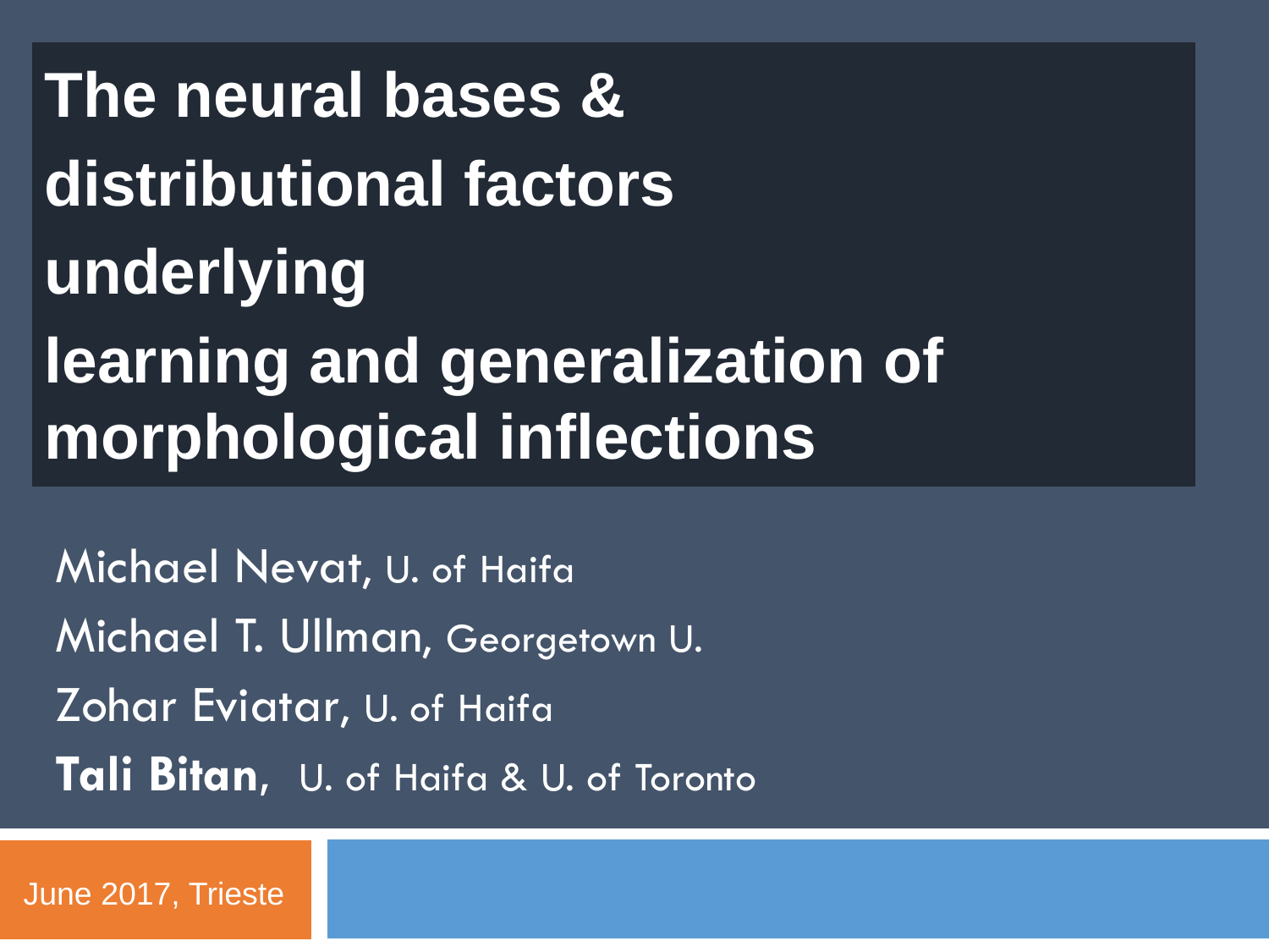# The neural bases & distributional factors underlying learning and generalization of morphological inflections

Michael Nevat, U. of Haifa

Michael T. Ullman, Georgetown U.

Zohar Eviatar, U. of Haifa

**Tali Bitan**, U. of Haifa & U. of Toronto

June 2017, Trieste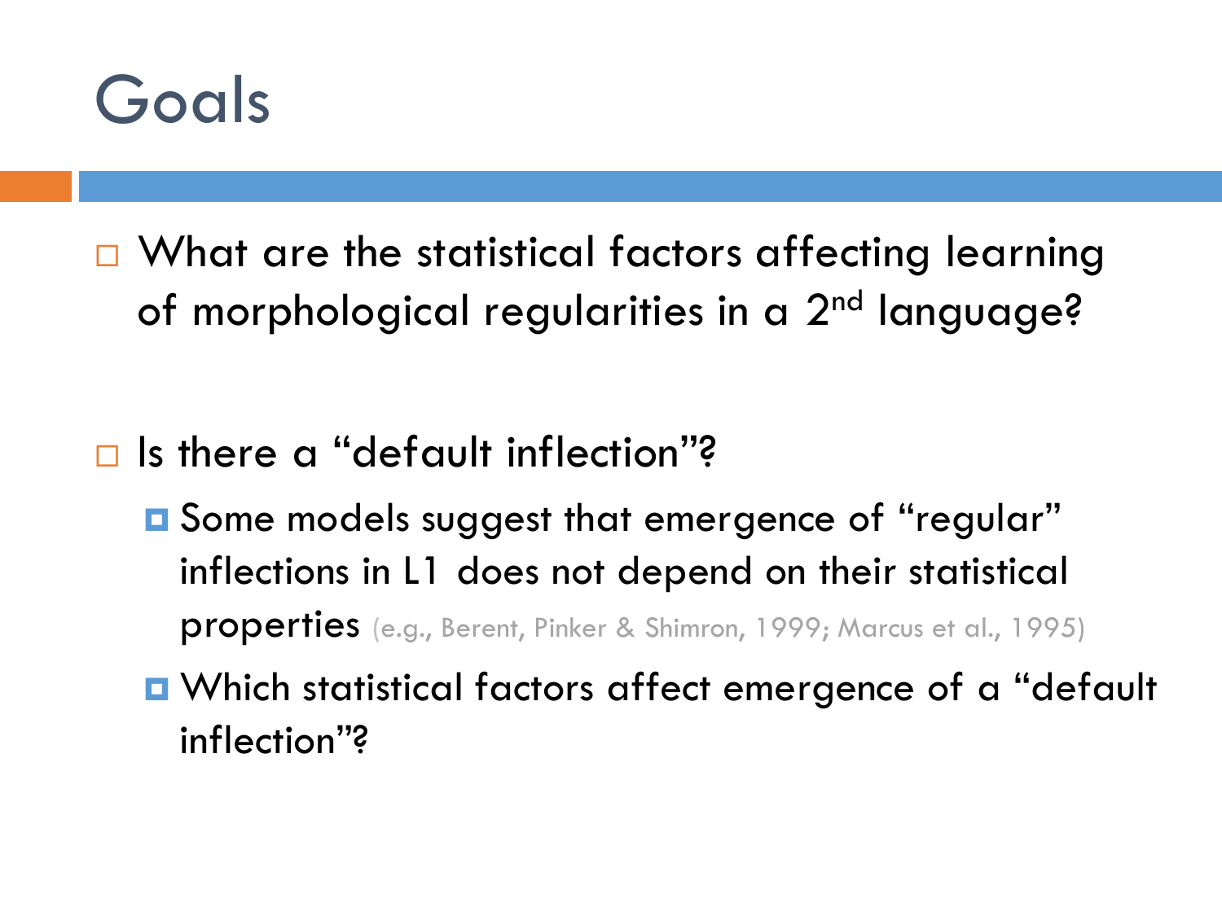# Goals

- What are the statistical factors affecting learning of morphological regularities in a 2nd language?

- Is there a "default inflection"?
  - Some models suggest that emergence of "regular" inflections in L1 does not depend on their statistical properties (e.g., Berent, Pinker & Shimron, 1999; Marcus et al., 1995)
  - Which statistical factors affect emergence of a "default inflection"?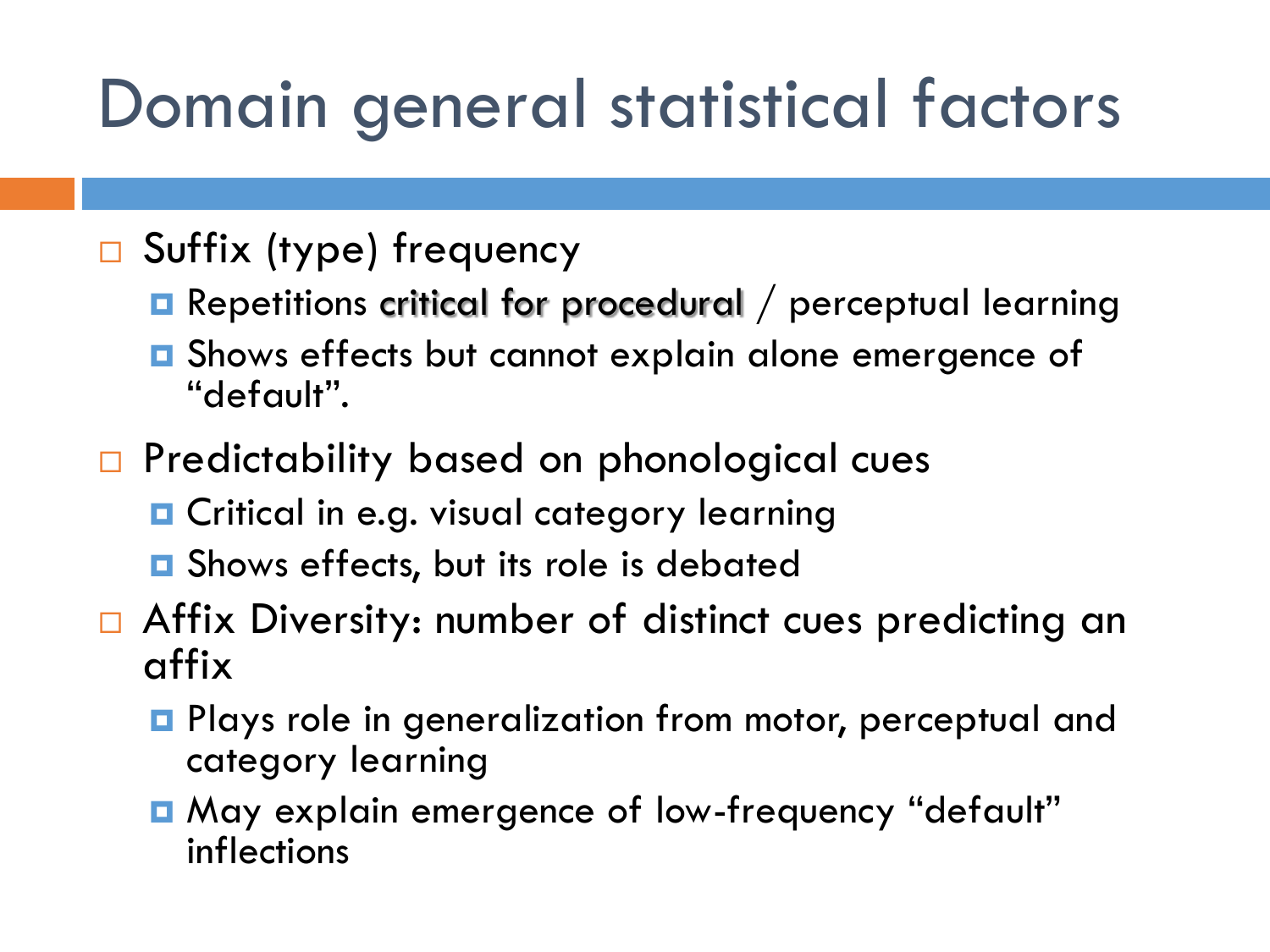# Domain general statistical factors

- Suffix (type) frequency
  - Repetitions critical for procedural / perceptual learning
  - Shows effects but cannot explain alone emergence of "default".
- Predictability based on phonological cues
  - Critical in e.g. visual category learning
  - Shows effects, but its role is debated
- Affix Diversity: number of distinct cues predicting an affix
  - Plays role in generalization from motor, perceptual and category learning
  - May explain emergence of low-frequency "default" inflections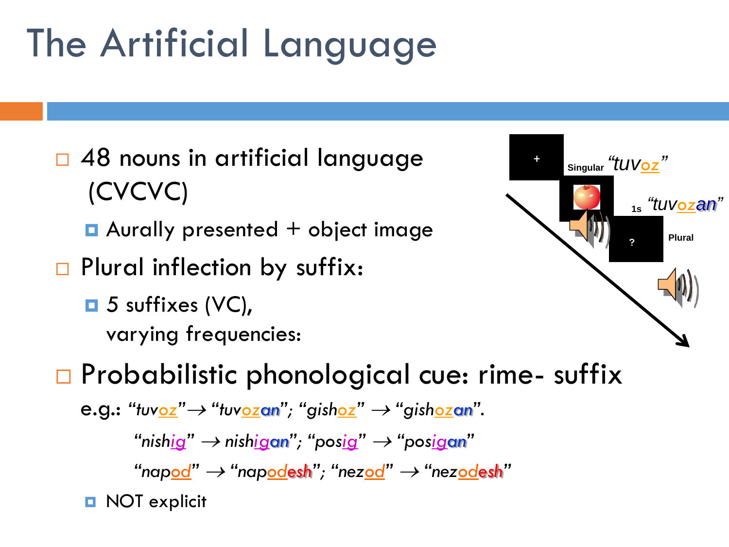# The Artificial Language

- 48 nouns in artificial language (CVCVC)
  - Aurally presented + object image
- Plural inflection by suffix:
  - 5 suffixes (VC), varying frequencies:

+

Singular *"tuvoz"*

1s *"tuvozan"*

?

Plural

- Probabilistic phonological cue: rime- suffix

  e.g.: *"tuvoz"* → *"tuvozan"*; *"gishoz"* → *"gishozan"*.

  *"nishig"* → *nishigan"*; *"posig"* → *"posigan"*

  *"napod"* → *"napodesh"*; *"nezod"* → *"nezodesh"*

  - NOT explicit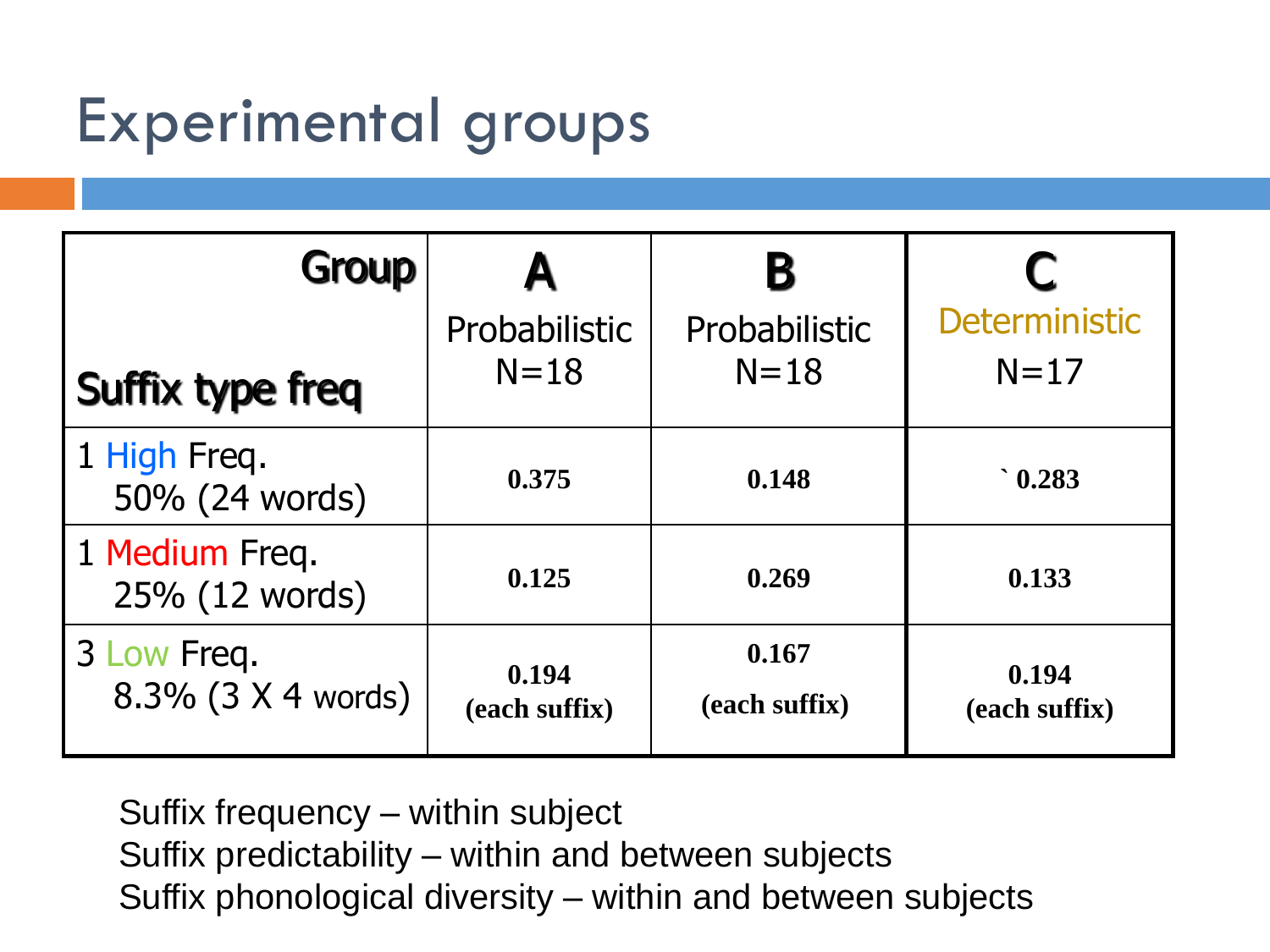# Experimental groups

| Group / Suffix type freq | A Probabilistic N=18 | B Probabilistic N=18 | C Deterministic N=17 |
|---|---|---|---|
| 1 High Freq. 50% (24 words) | **0.375** | **0.148** | **` 0.283** |
| 1 Medium Freq. 25% (12 words) | **0.125** | **0.269** | **0.133** |
| 3 Low Freq. 8.3% (3 X 4 words) | **0.194 (each suffix)** | **0.167 (each suffix)** | **0.194 (each suffix)** |

Suffix frequency – within subject
Suffix predictability – within and between subjects
Suffix phonological diversity – within and between subjects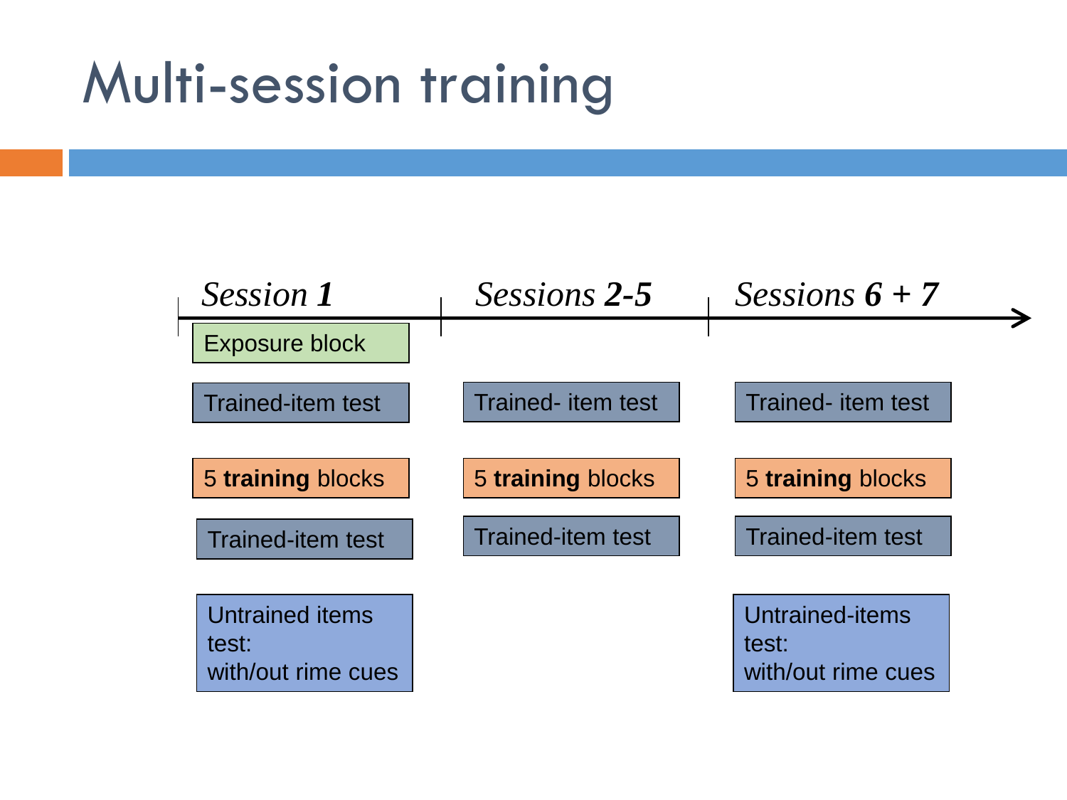# Multi-session training

| *Session **1*** | *Sessions **2-5*** | *Sessions **6 + 7*** |
| --- | --- | --- |
| Exposure block | | |
| Trained-item test | Trained- item test | Trained- item test |
| 5 **training** blocks | 5 **training** blocks | 5 **training** blocks |
| Trained-item test | Trained-item test | Trained-item test |
| Untrained items test: with/out rime cues | | Untrained-items test: with/out rime cues |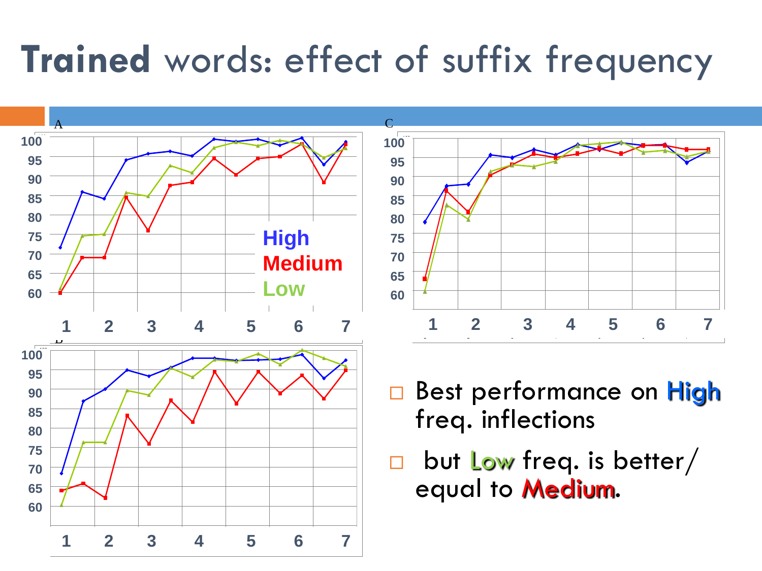# **Trained** words: effect of suffix frequency

- Best performance on High freq. inflections
- but Low freq. is better/ equal to Medium.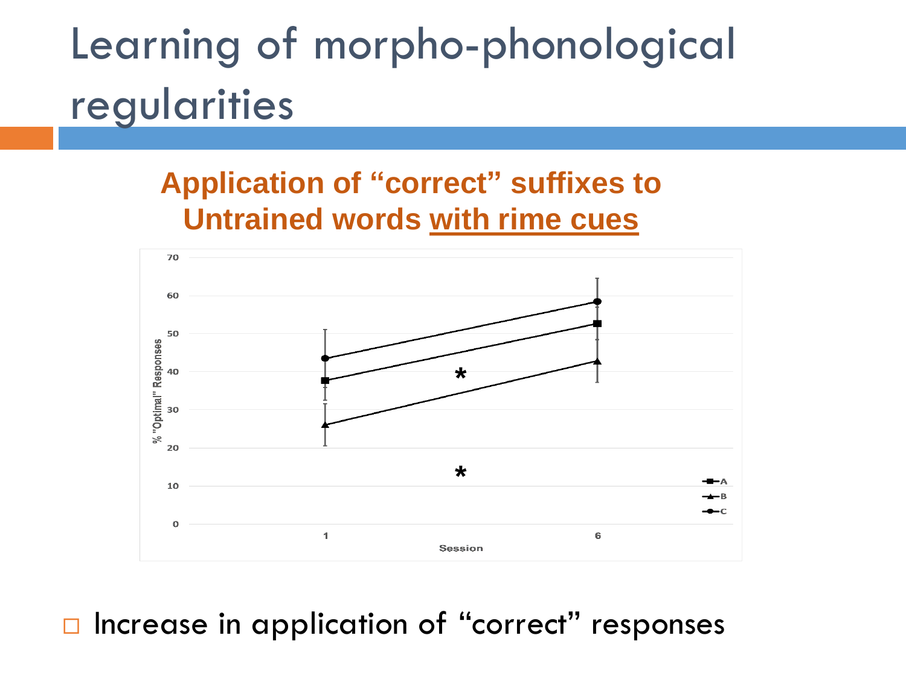# Learning of morpho-phonological regularities

**Application of "correct" suffixes to Untrained words with rime cues**

- Increase in application of "correct" responses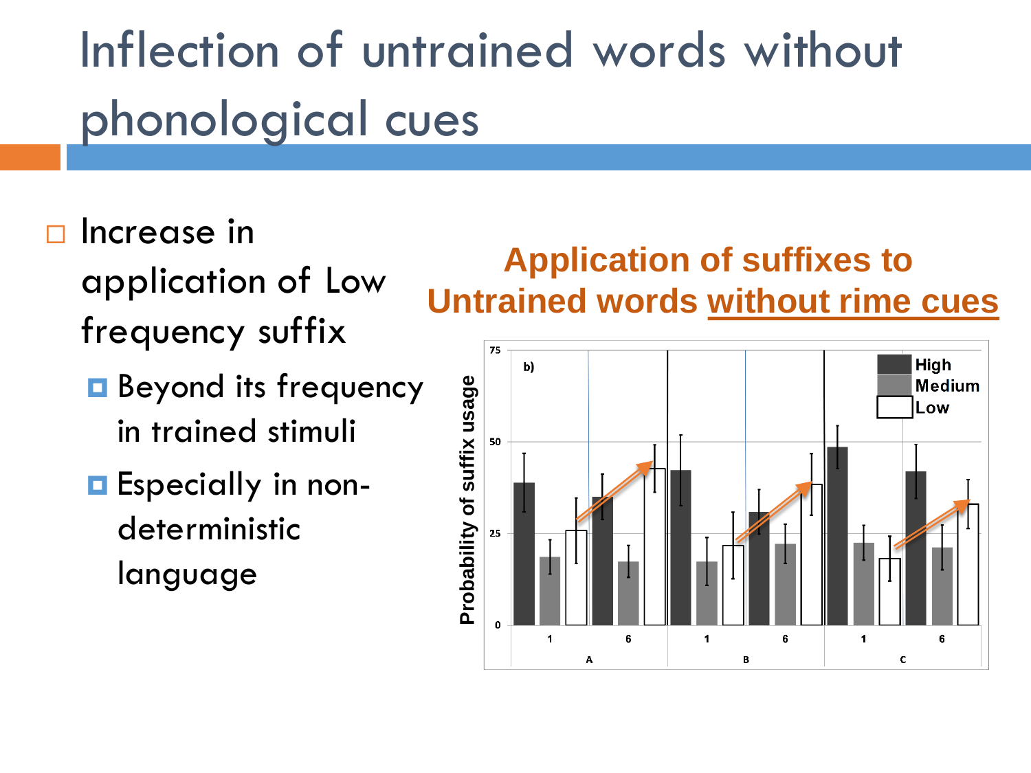# Inflection of untrained words without phonological cues

- Increase in application of Low frequency suffix
  - Beyond its frequency in trained stimuli
  - Especially in non-deterministic language

**Application of suffixes to Untrained words without rime cues**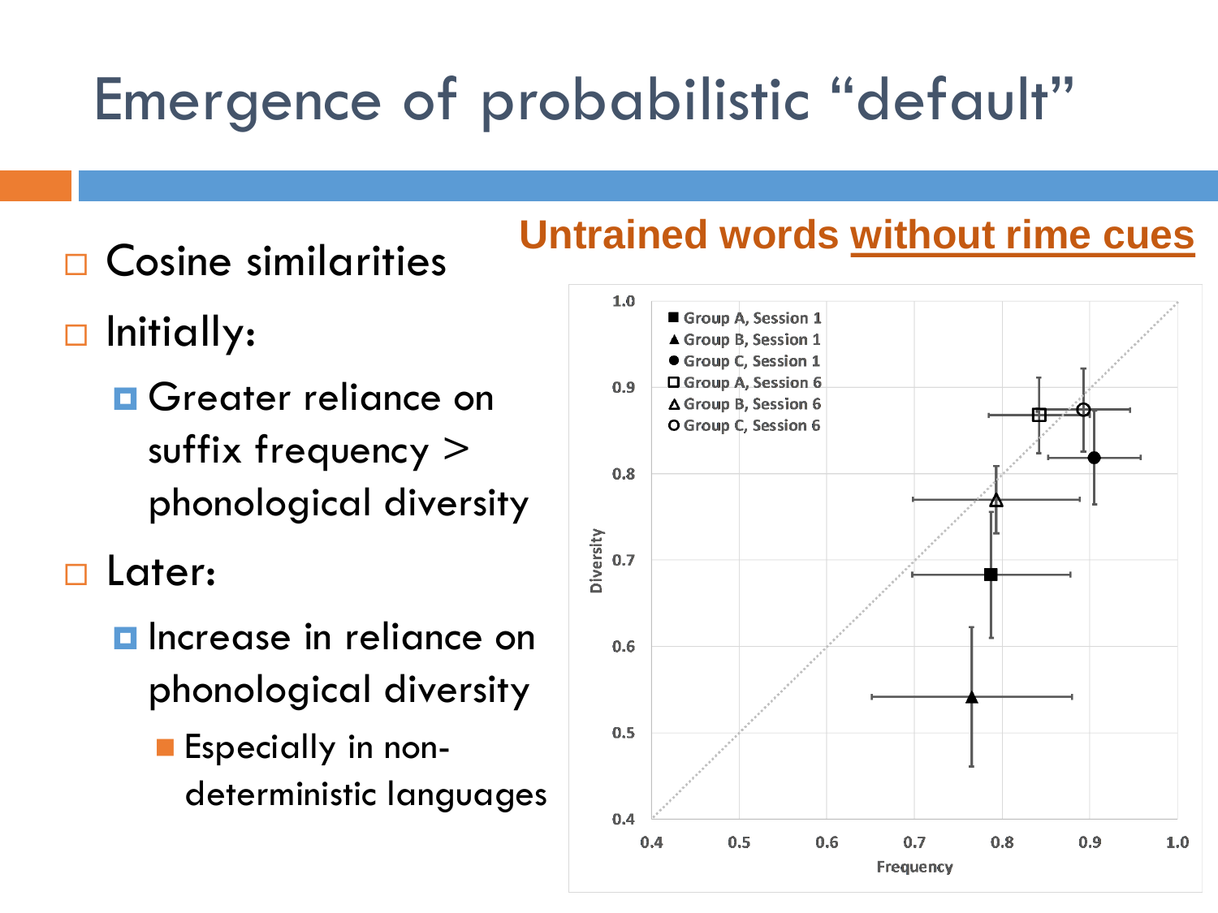# Emergence of probabilistic "default"

- Cosine similarities
- Initially:
  - Greater reliance on suffix frequency > phonological diversity
- Later:
  - Increase in reliance on phonological diversity
    - Especially in non-deterministic languages

**Untrained words without rime cues**

Legend:
- Group A, Session 1
- Group B, Session 1
- Group C, Session 1
- Group A, Session 6
- Group B, Session 6
- Group C, Session 6

Diversity (y-axis: 0.4–1.0)

Frequency (x-axis: 0.4–1.0)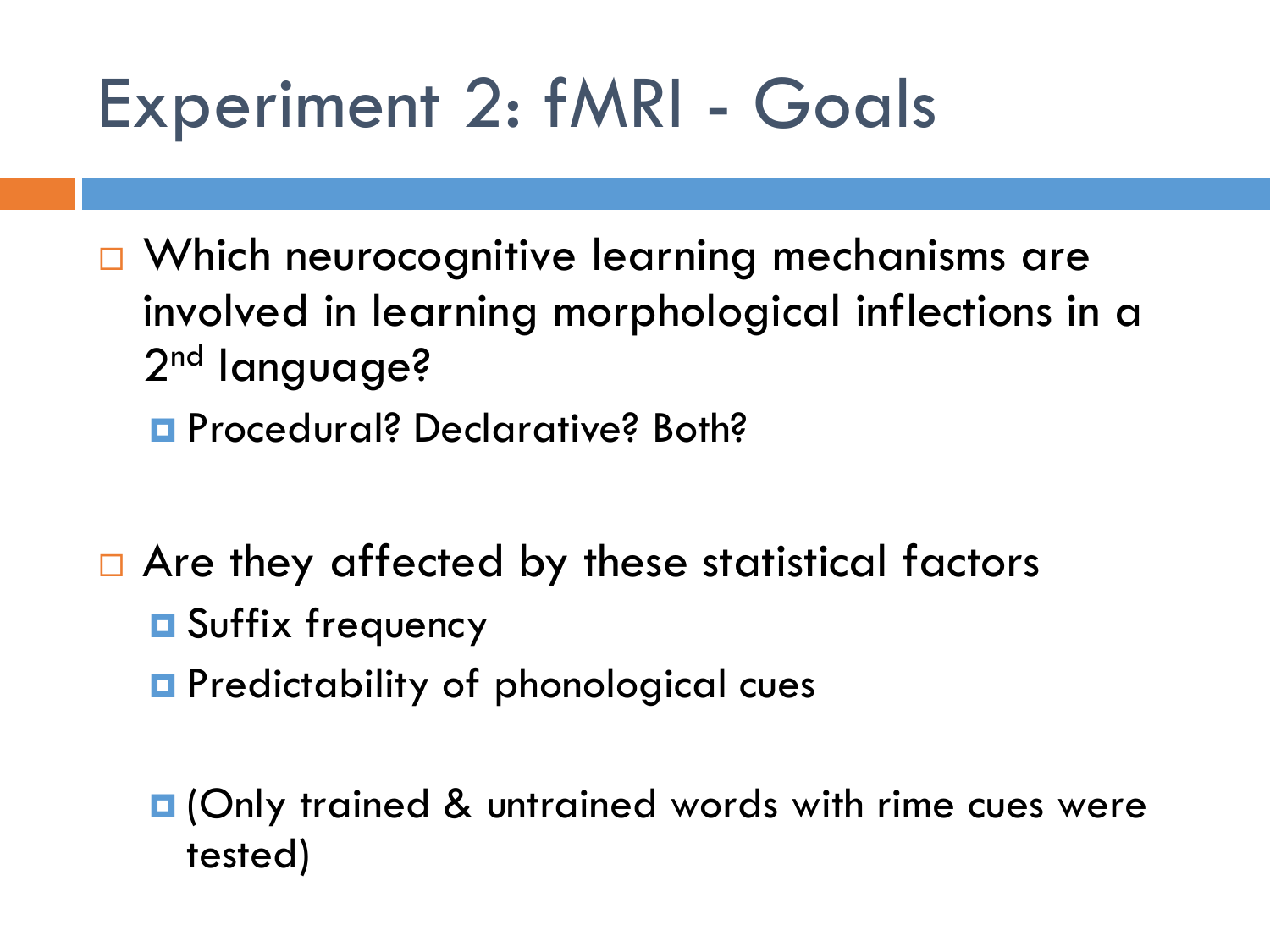# Experiment 2: fMRI - Goals

- Which neurocognitive learning mechanisms are involved in learning morphological inflections in a 2nd language?
  - Procedural? Declarative? Both?

- Are they affected by these statistical factors
  - Suffix frequency
  - Predictability of phonological cues

  - (Only trained & untrained words with rime cues were tested)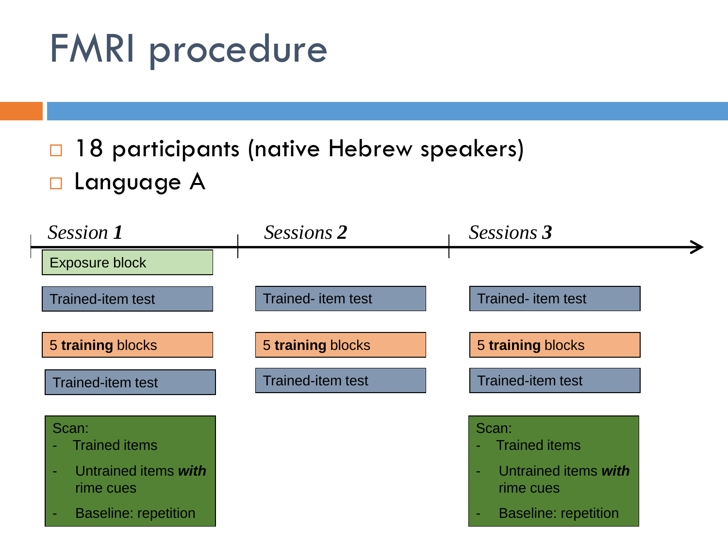# FMRI procedure

- 18 participants (native Hebrew speakers)
- Language A

| *Session **1*** | *Sessions **2*** | *Sessions **3*** |
| --- | --- | --- |
| Exposure block | | |
| Trained-item test | Trained- item test | Trained- item test |
| 5 **training** blocks | 5 **training** blocks | 5 **training** blocks |
| Trained-item test | Trained-item test | Trained-item test |
| Scan: - Trained items - Untrained items ***with*** rime cues - Baseline: repetition | | Scan: - Trained items - Untrained items ***with*** rime cues - Baseline: repetition |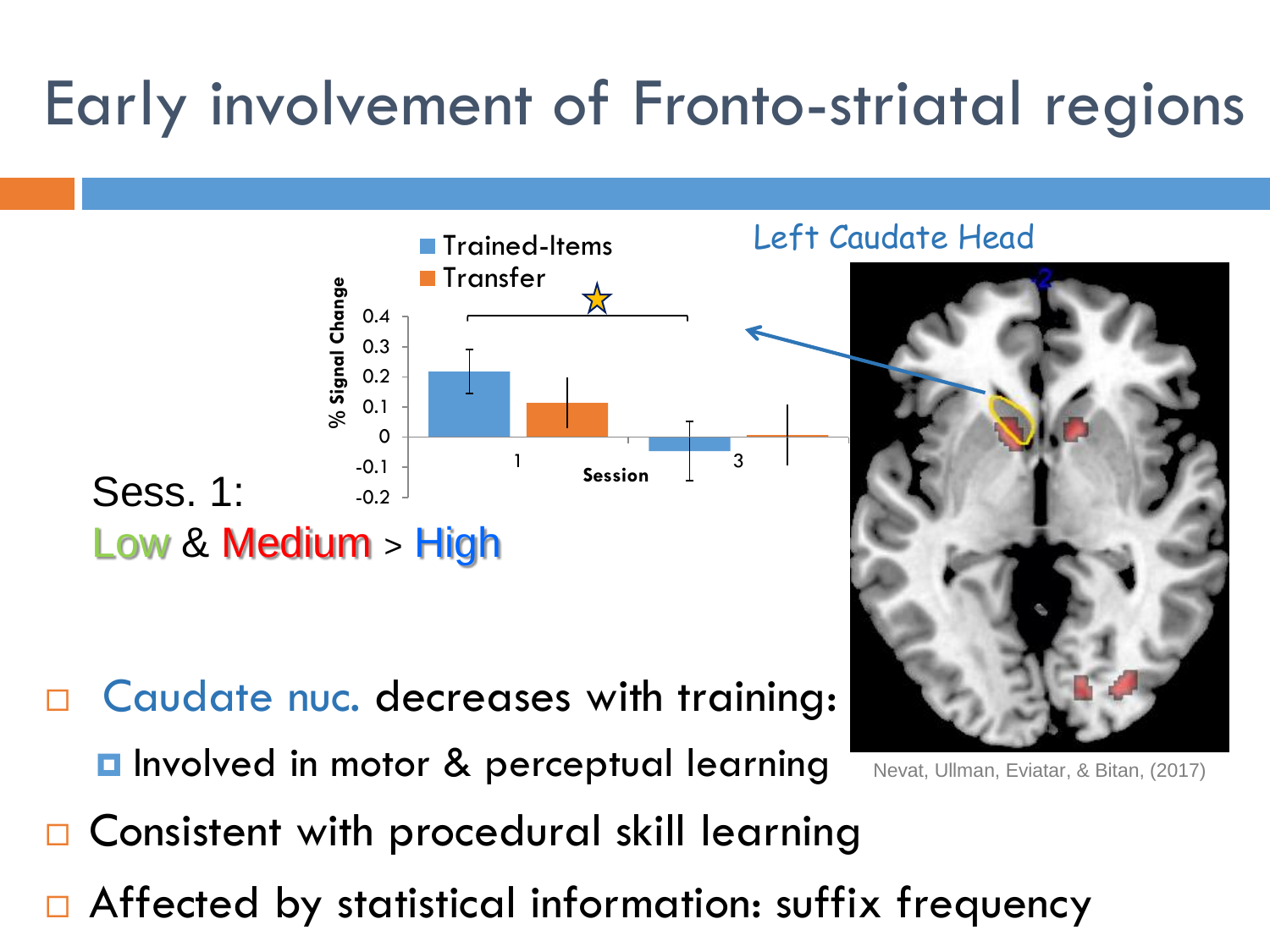# Early involvement of Fronto-striatal regions

Trained-Items

Transfer

% Signal Change

Session

Left Caudate Head

Sess. 1:

Low & Medium > High

- Caudate nuc. decreases with training:
  - Involved in motor & perceptual learning
- Consistent with procedural skill learning
- Affected by statistical information: suffix frequency

Nevat, Ullman, Eviatar, & Bitan, (2017)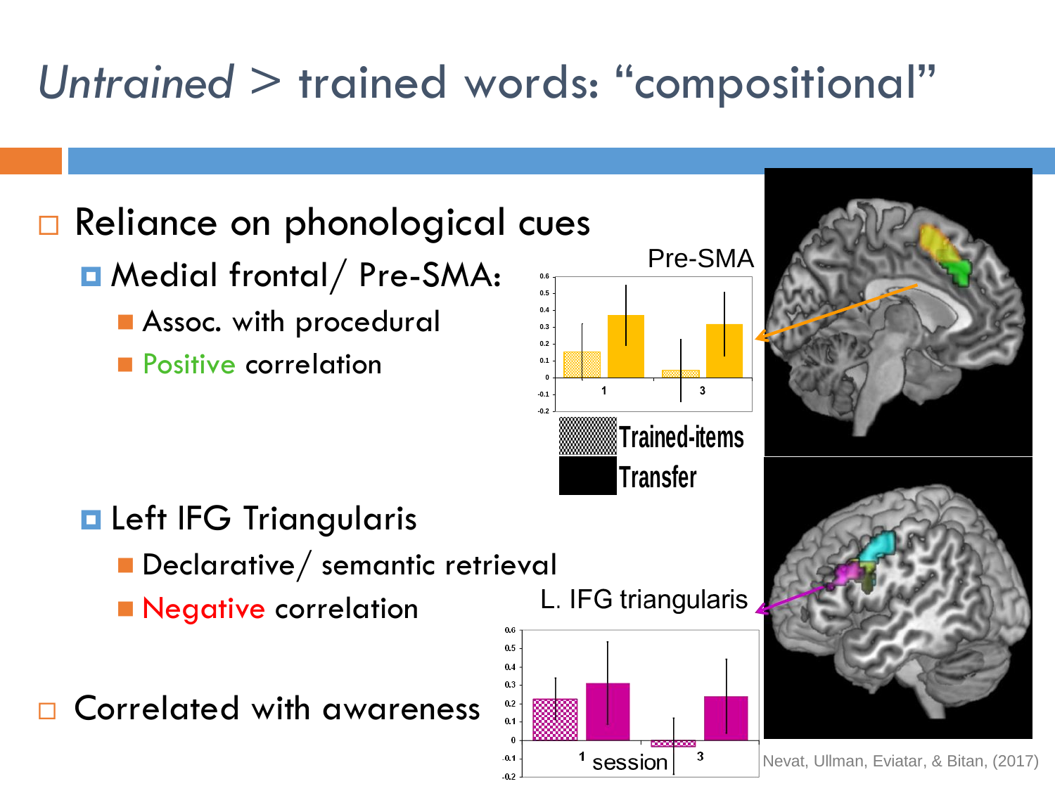# *Untrained* > trained words: "compositional"

- Reliance on phonological cues
  - Medial frontal/ Pre-SMA:
    - Assoc. with procedural
    - Positive correlation
  - Left IFG Triangularis
    - Declarative/ semantic retrieval
    - Negative correlation
- Correlated with awareness

Pre-SMA

Trained-items

Transfer

L. IFG triangularis

session

Nevat, Ullman, Eviatar, & Bitan, (2017)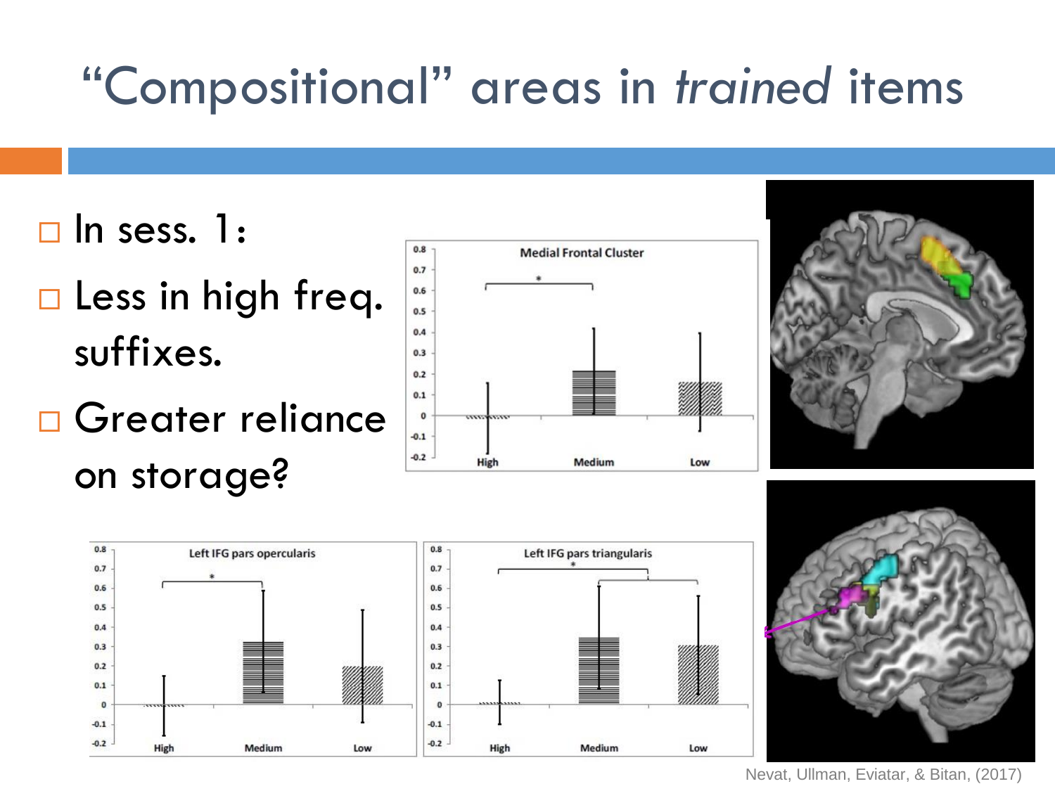# "Compositional" areas in *trained* items

- In sess. 1:
- Less in high freq. suffixes.
- Greater reliance on storage?

Nevat, Ullman, Eviatar, & Bitan, (2017)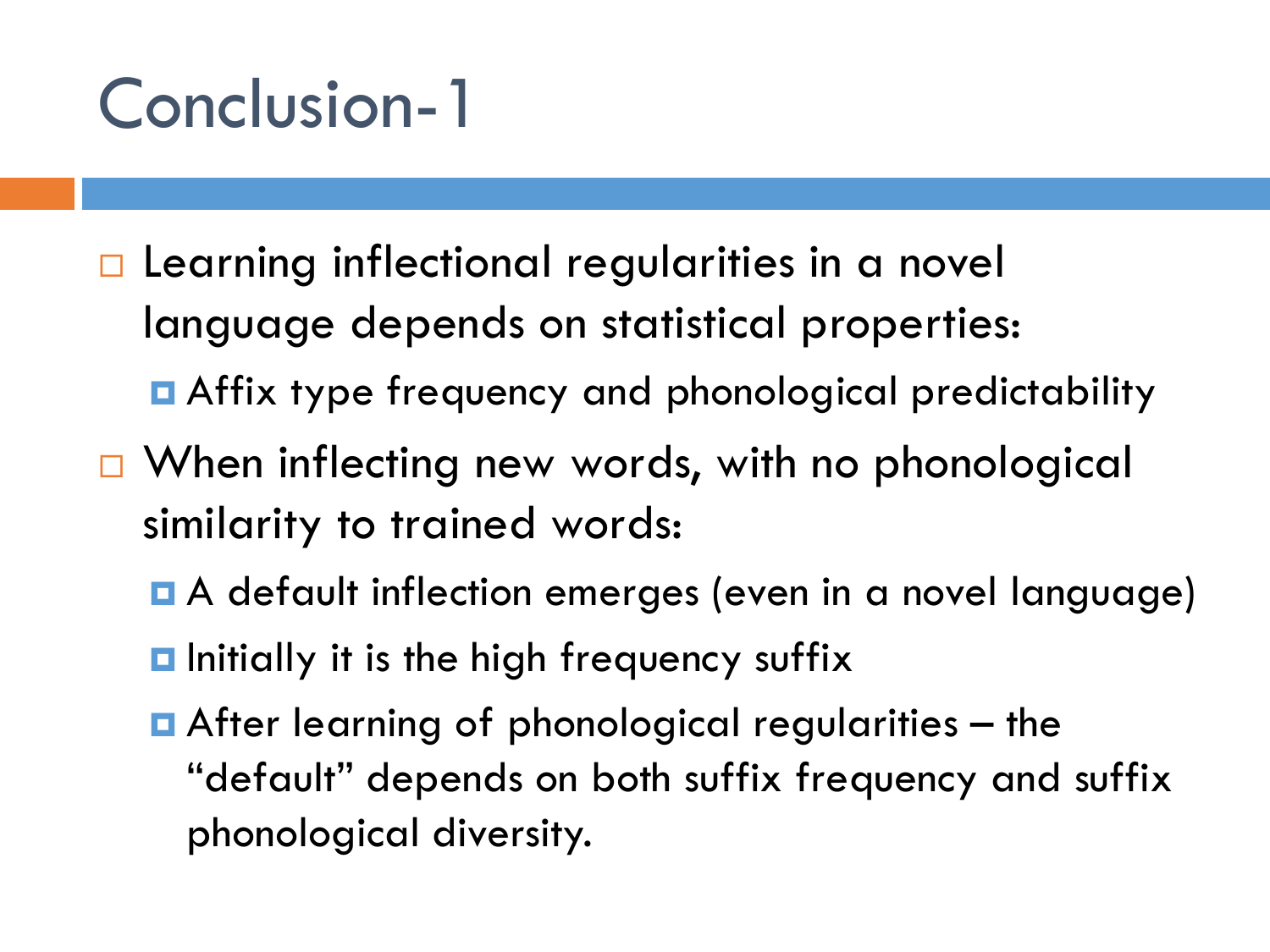# Conclusion-1

- Learning inflectional regularities in a novel language depends on statistical properties:
  - Affix type frequency and phonological predictability
- When inflecting new words, with no phonological similarity to trained words:
  - A default inflection emerges (even in a novel language)
  - Initially it is the high frequency suffix
  - After learning of phonological regularities – the "default" depends on both suffix frequency and suffix phonological diversity.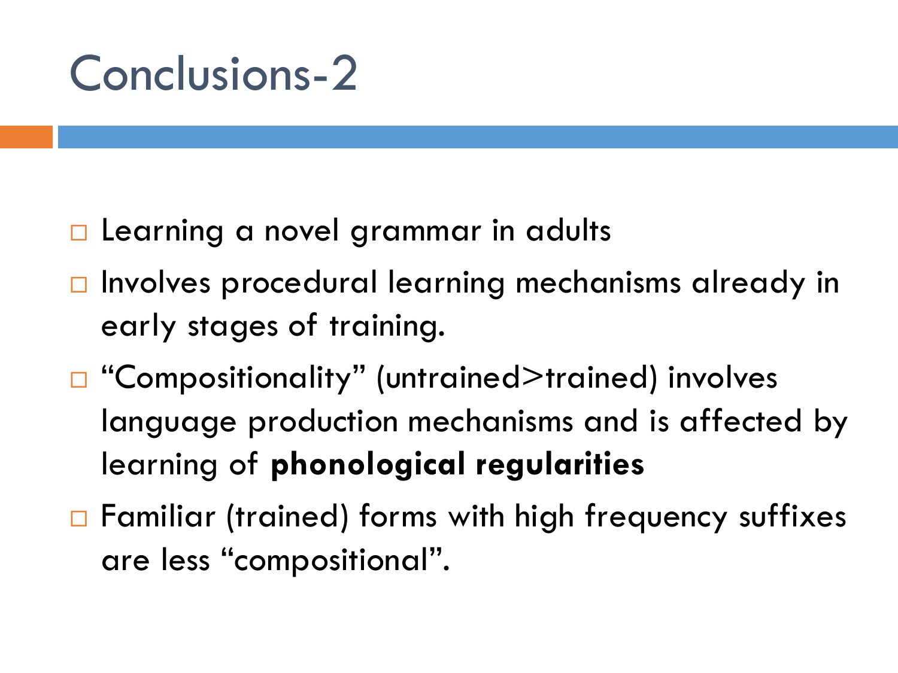# Conclusions-2

- Learning a novel grammar in adults
- Involves procedural learning mechanisms already in early stages of training.
- “Compositionality” (untrained>trained) involves language production mechanisms and is affected by learning of **phonological regularities**
- Familiar (trained) forms with high frequency suffixes are less “compositional”.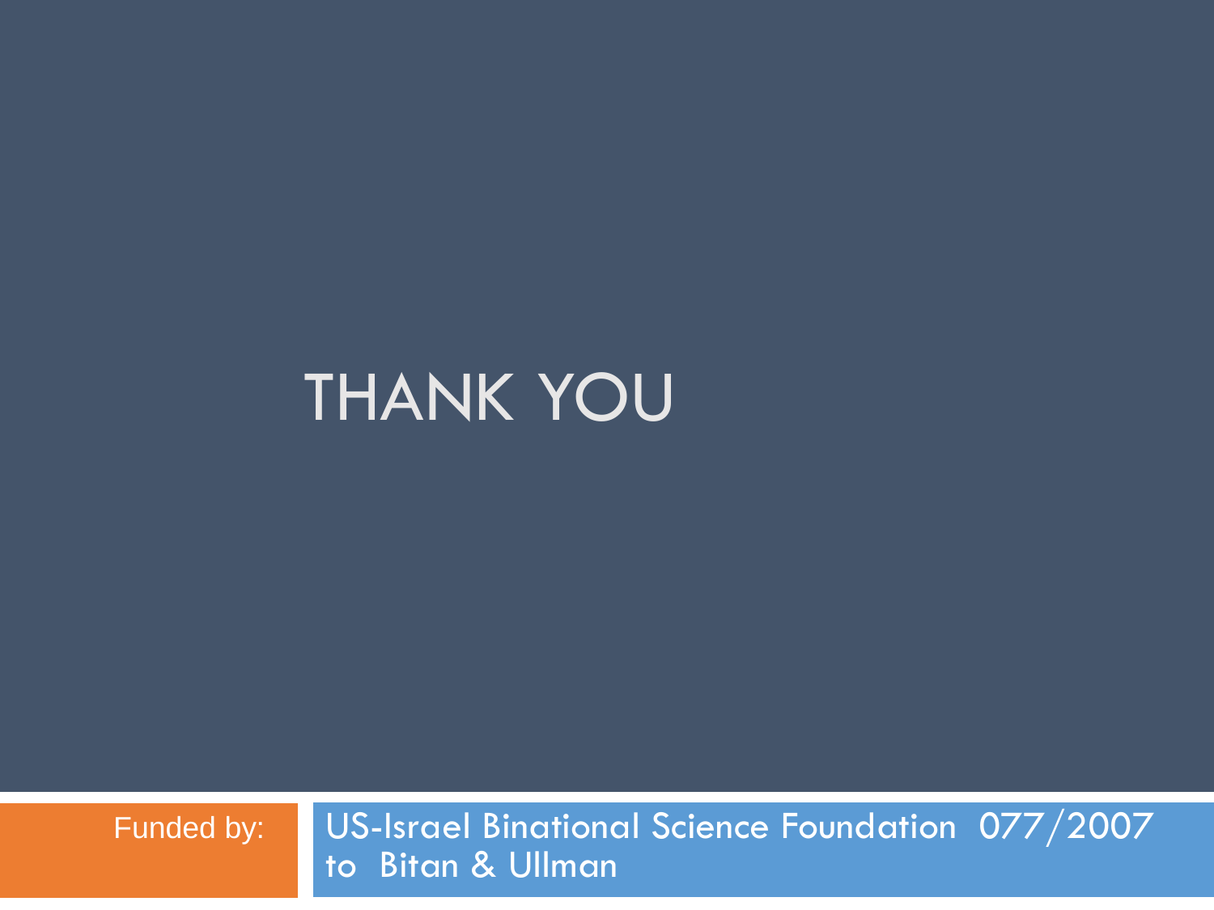# THANK YOU

Funded by: US-Israel Binational Science Foundation 077/2007 to Bitan & Ullman